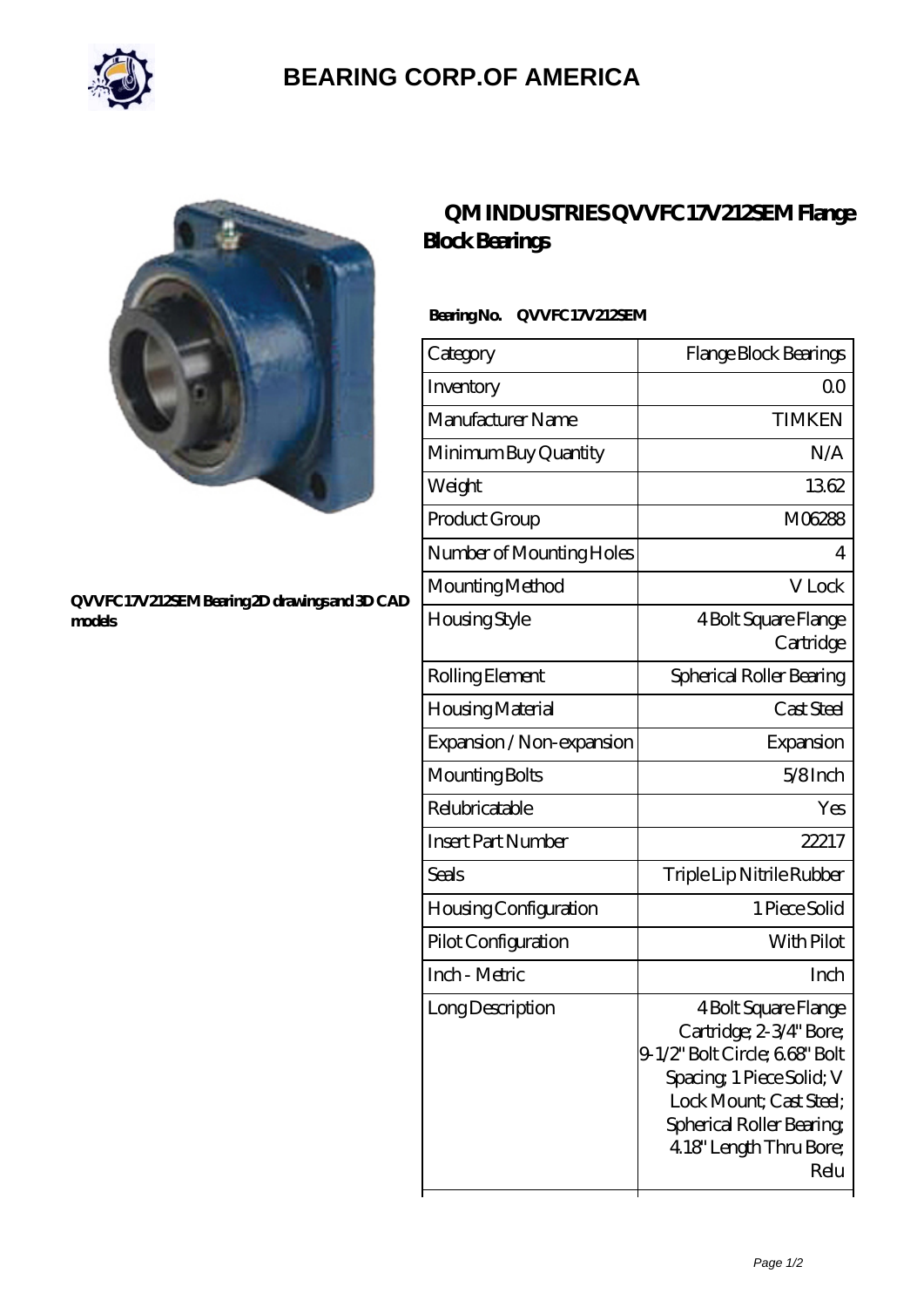# BEARING CORP.OF AMERICA

QVVFC17V212SEM Bearing 2D drawings and 3D CAD models

## QM INDUSTRIES QVVFC17V212SEM Flange Block Bearings

**Bearing No. QVVFC17V212SEM**

| | |
|---|---|
| Category | Flange Block Bearings |
| Inventory | 0.0 |
| Manufacturer Name | TIMKEN |
| Minimum Buy Quantity | N/A |
| Weight | 13.62 |
| Product Group | M06288 |
| Number of Mounting Holes | 4 |
| Mounting Method | V Lock |
| Housing Style | 4 Bolt Square Flange Cartridge |
| Rolling Element | Spherical Roller Bearing |
| Housing Material | Cast Steel |
| Expansion / Non-expansion | Expansion |
| Mounting Bolts | 5/8 Inch |
| Relubricatable | Yes |
| Insert Part Number | 22217 |
| Seals | Triple Lip Nitrile Rubber |
| Housing Configuration | 1 Piece Solid |
| Pilot Configuration | With Pilot |
| Inch - Metric | Inch |
| Long Description | 4 Bolt Square Flange Cartridge; 2-3/4" Bore; 9-1/2" Bolt Circle; 6.68" Bolt Spacing; 1 Piece Solid; V Lock Mount; Cast Steel; Spherical Roller Bearing; 4.18" Length Thru Bore; Relu |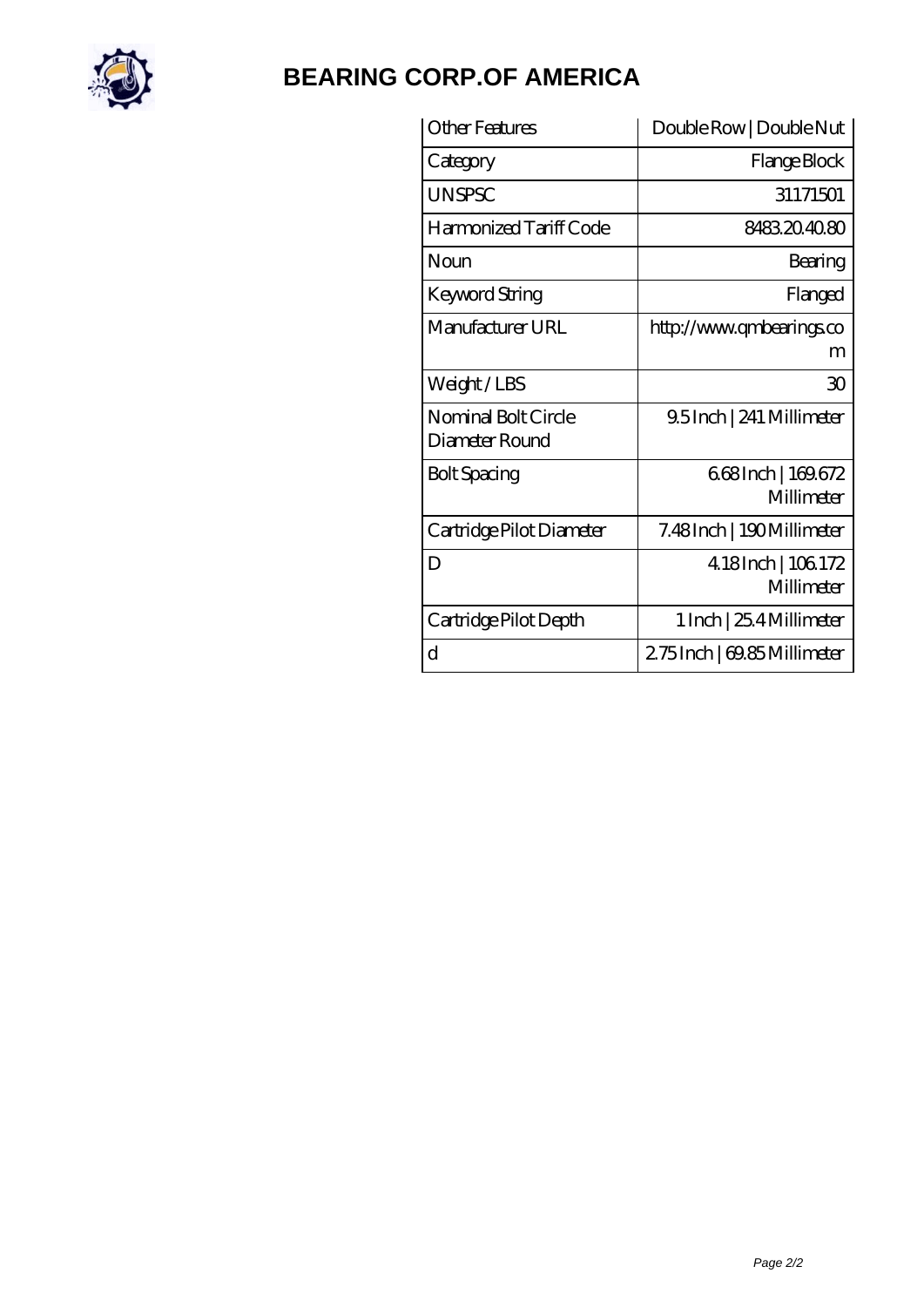# BEARING CORP.OF AMERICA

| | |
|---|---|
| Other Features | Double Row \| Double Nut |
| Category | Flange Block |
| UNSPSC | 31171501 |
| Harmonized Tariff Code | 8483.20.40.80 |
| Noun | Bearing |
| Keyword String | Flanged |
| Manufacturer URL | http://www.qmbearings.com |
| Weight / LBS | 30 |
| Nominal Bolt Circle Diameter Round | 9.5 Inch \| 241 Millimeter |
| Bolt Spacing | 6.68 Inch \| 169.672 Millimeter |
| Cartridge Pilot Diameter | 7.48 Inch \| 190 Millimeter |
| D | 4.18 Inch \| 106.172 Millimeter |
| Cartridge Pilot Depth | 1 Inch \| 25.4 Millimeter |
| d | 2.75 Inch \| 69.85 Millimeter |